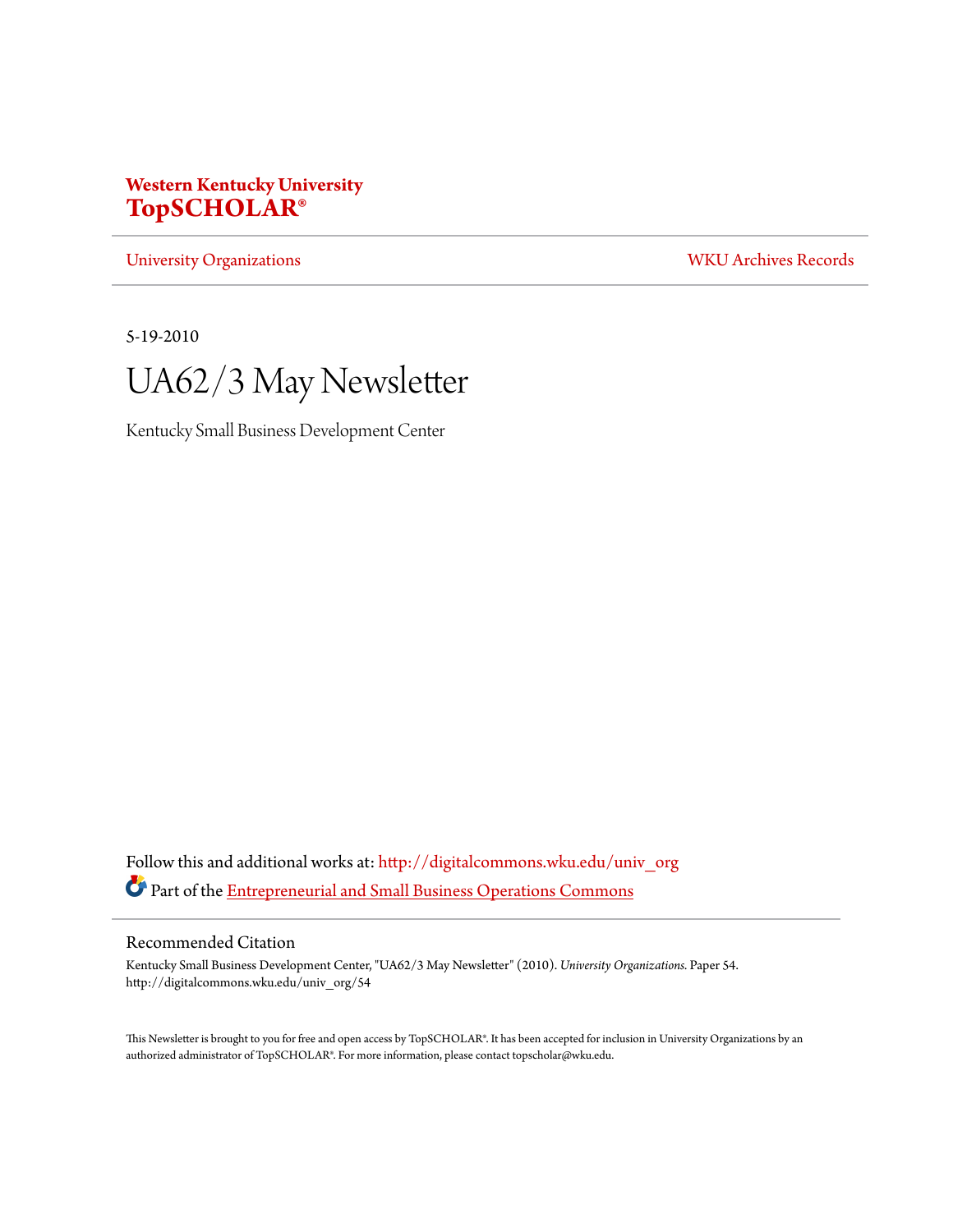**Western Kentucky University**
**TopSCHOLAR®**

University Organizations | WKU Archives Records

5-19-2010

# UA62/3 May Newsletter

Kentucky Small Business Development Center

Follow this and additional works at: http://digitalcommons.wku.edu/univ_org

Part of the Entrepreneurial and Small Business Operations Commons

## Recommended Citation

Kentucky Small Business Development Center, "UA62/3 May Newsletter" (2010). *University Organizations.* Paper 54.
http://digitalcommons.wku.edu/univ_org/54

This Newsletter is brought to you for free and open access by TopSCHOLAR®. It has been accepted for inclusion in University Organizations by an authorized administrator of TopSCHOLAR®. For more information, please contact topscholar@wku.edu.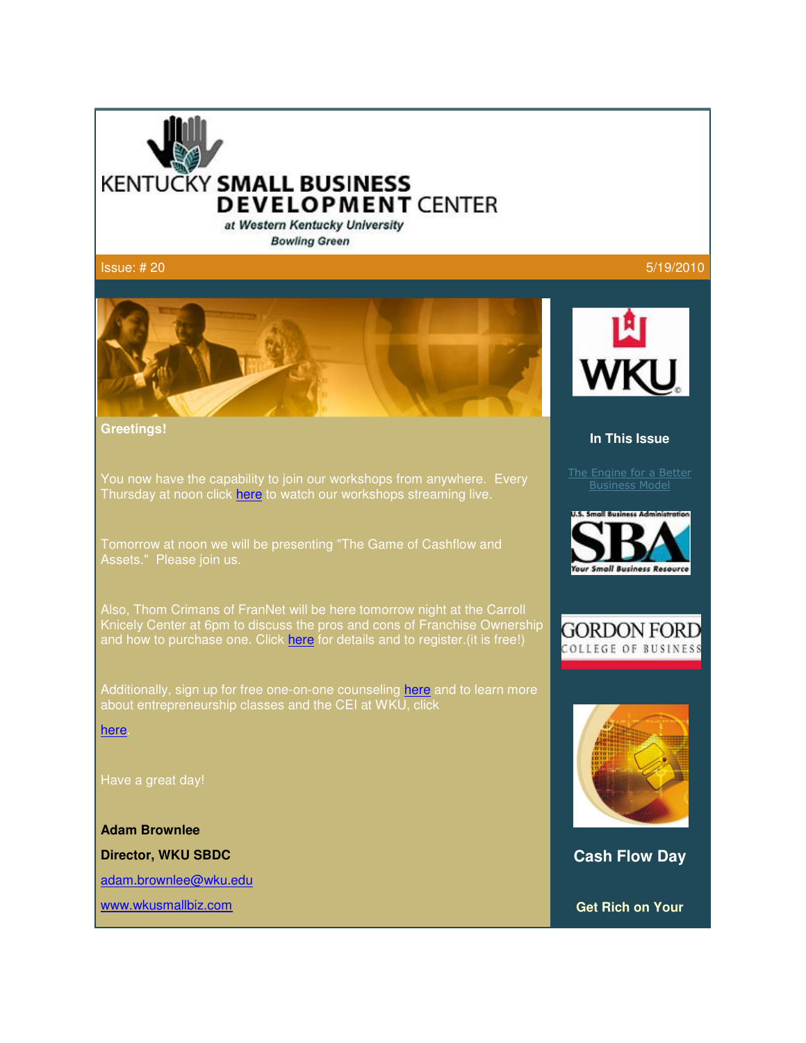# KENTUCKY SMALL BUSINESS DEVELOPMENT CENTER

at Western Kentucky University
Bowling Green

Issue: # 20 5/19/2010

**Greetings!**

You now have the capability to join our workshops from anywhere. Every Thursday at noon click here to watch our workshops streaming live.

Tomorrow at noon we will be presenting "The Game of Cashflow and Assets." Please join us.

Also, Thom Crimans of FranNet will be here tomorrow night at the Carroll Knicely Center at 6pm to discuss the pros and cons of Franchise Ownership and how to purchase one. Click here for details and to register.(it is free!)

Additionally, sign up for free one-on-one counseling here and to learn more about entrepreneurship classes and the CEI at WKU, click

here.

Have a great day!

**Adam Brownlee**

**Director, WKU SBDC**

adam.brownlee@wku.edu

www.wkusmallbiz.com

**In This Issue**

The Engine for a Better Business Model

**Cash Flow Day**

**Get Rich on Your**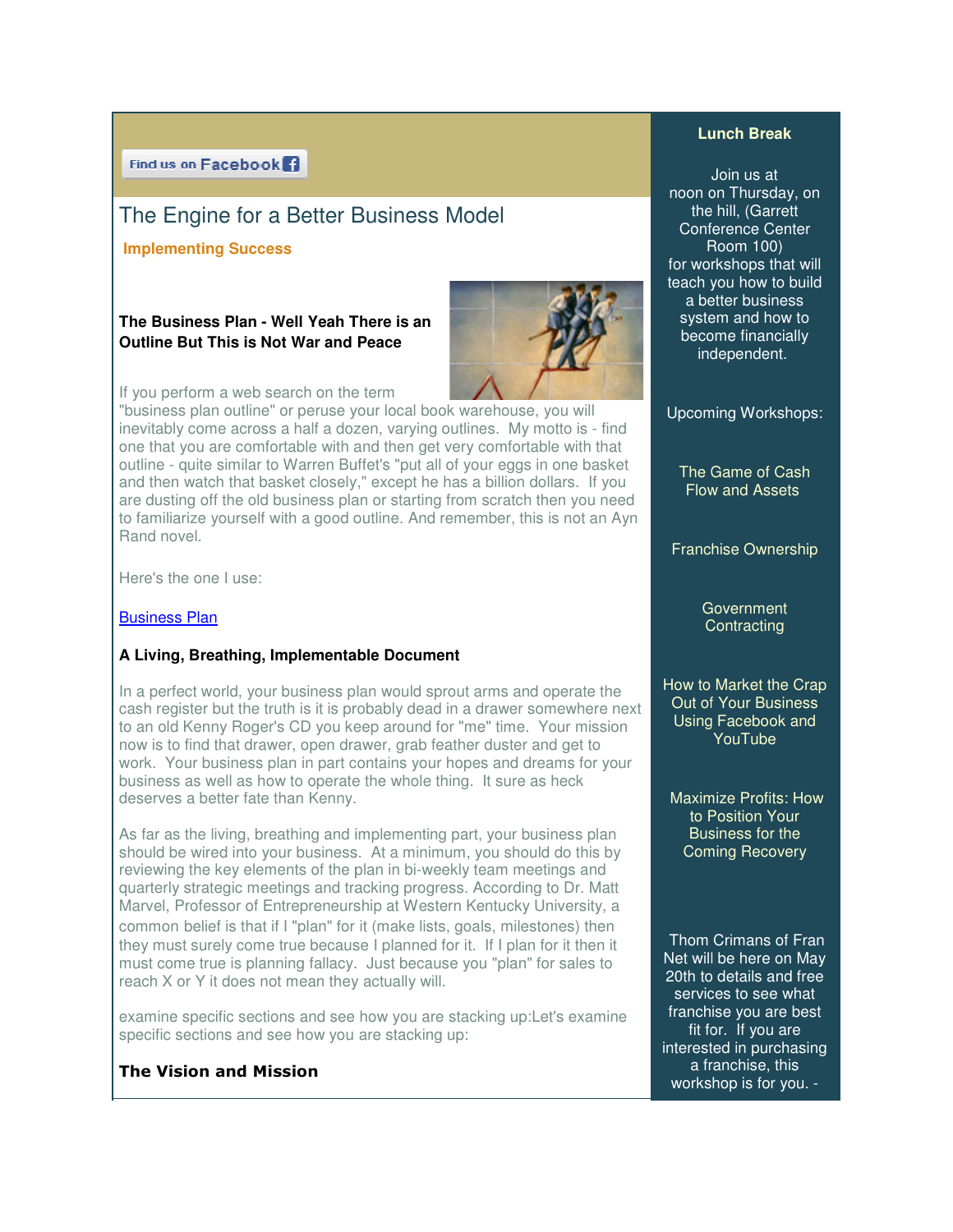Find us on Facebook

# The Engine for a Better Business Model

**Implementing Success**

### The Business Plan - Well Yeah There is an Outline But This is Not War and Peace

If you perform a web search on the term "business plan outline" or peruse your local book warehouse, you will inevitably come across a half a dozen, varying outlines. My motto is - find one that you are comfortable with and then get very comfortable with that outline - quite similar to Warren Buffet's "put all of your eggs in one basket and then watch that basket closely," except he has a billion dollars. If you are dusting off the old business plan or starting from scratch then you need to familiarize yourself with a good outline. And remember, this is not an Ayn Rand novel.

Here's the one I use:

[Business Plan]

### A Living, Breathing, Implementable Document

In a perfect world, your business plan would sprout arms and operate the cash register but the truth is it is probably dead in a drawer somewhere next to an old Kenny Roger's CD you keep around for "me" time. Your mission now is to find that drawer, open drawer, grab feather duster and get to work. Your business plan in part contains your hopes and dreams for your business as well as how to operate the whole thing. It sure as heck deserves a better fate than Kenny.

As far as the living, breathing and implementing part, your business plan should be wired into your business. At a minimum, you should do this by reviewing the key elements of the plan in bi-weekly team meetings and quarterly strategic meetings and tracking progress. According to Dr. Matt Marvel, Professor of Entrepreneurship at Western Kentucky University, a common belief is that if I "plan" for it (make lists, goals, milestones) then they must surely come true because I planned for it. If I plan for it then it must come true is planning fallacy. Just because you "plan" for sales to reach X or Y it does not mean they actually will.

examine specific sections and see how you are stacking up:Let's examine specific sections and see how you are stacking up:

### The Vision and Mission

---

**Lunch Break**

Join us at noon on Thursday, on the hill, (Garrett Conference Center Room 100) for workshops that will teach you how to build a better business system and how to become financially independent.

Upcoming Workshops:

The Game of Cash Flow and Assets

Franchise Ownership

Government Contracting

How to Market the Crap Out of Your Business Using Facebook and YouTube

Maximize Profits: How to Position Your Business for the Coming Recovery

Thom Crimans of Fran Net will be here on May 20th to details and free services to see what franchise you are best fit for. If you are interested in purchasing a franchise, this workshop is for you. -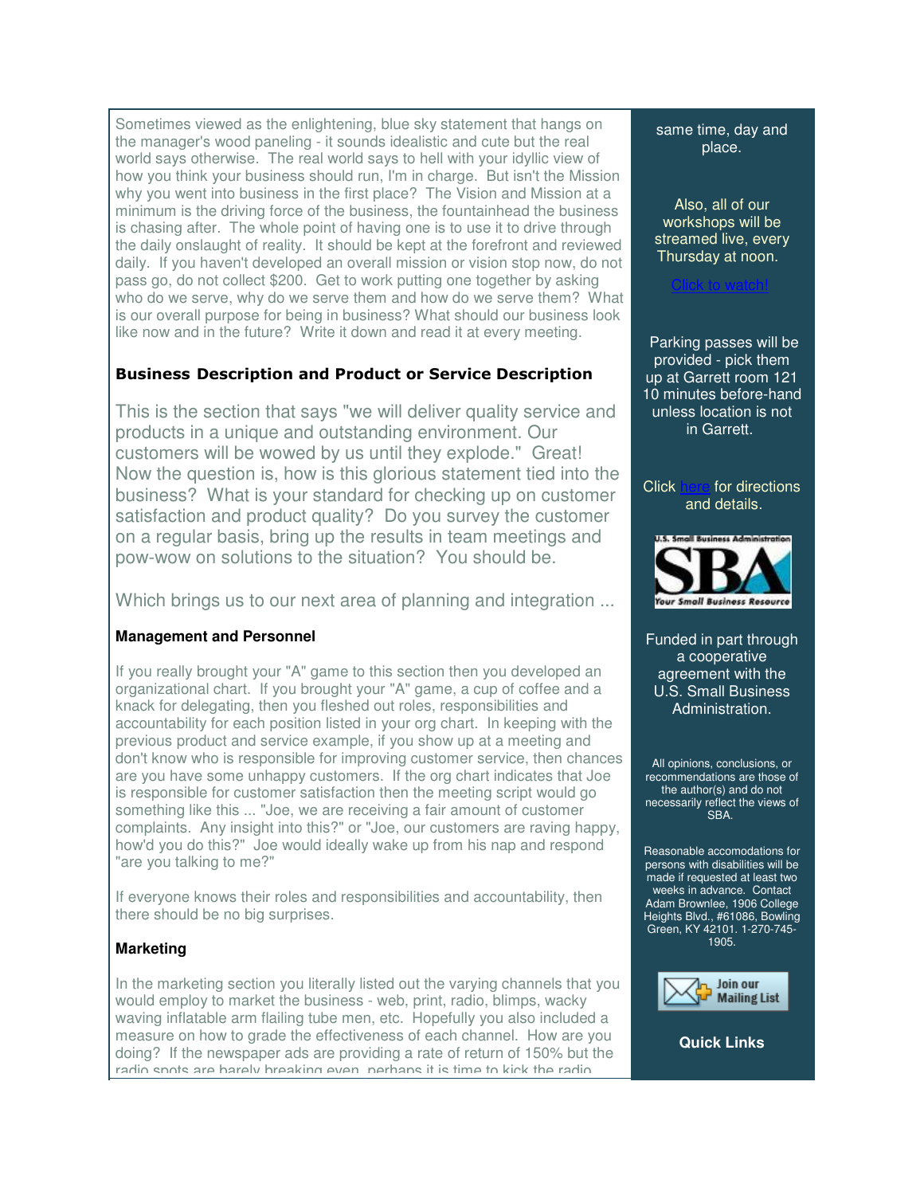Sometimes viewed as the enlightening, blue sky statement that hangs on the manager's wood paneling - it sounds idealistic and cute but the real world says otherwise. The real world says to hell with your idyllic view of how you think your business should run, I'm in charge. But isn't the Mission why you went into business in the first place? The Vision and Mission at a minimum is the driving force of the business, the fountainhead the business is chasing after. The whole point of having one is to use it to drive through the daily onslaught of reality. It should be kept at the forefront and reviewed daily. If you haven't developed an overall mission or vision stop now, do not pass go, do not collect $200. Get to work putting one together by asking who do we serve, why do we serve them and how do we serve them? What is our overall purpose for being in business? What should our business look like now and in the future? Write it down and read it at every meeting.

**Business Description and Product or Service Description**

This is the section that says "we will deliver quality service and products in a unique and outstanding environment. Our customers will be wowed by us until they explode." Great! Now the question is, how is this glorious statement tied into the business? What is your standard for checking up on customer satisfaction and product quality? Do you survey the customer on a regular basis, bring up the results in team meetings and pow-wow on solutions to the situation? You should be.

Which brings us to our next area of planning and integration ...

**Management and Personnel**

If you really brought your "A" game to this section then you developed an organizational chart. If you brought your "A" game, a cup of coffee and a knack for delegating, then you fleshed out roles, responsibilities and accountability for each position listed in your org chart. In keeping with the previous product and service example, if you show up at a meeting and don't know who is responsible for improving customer service, then chances are you have some unhappy customers. If the org chart indicates that Joe is responsible for customer satisfaction then the meeting script would go something like this ... "Joe, we are receiving a fair amount of customer complaints. Any insight into this?" or "Joe, our customers are raving happy, how'd you do this?" Joe would ideally wake up from his nap and respond "are you talking to me?"

If everyone knows their roles and responsibilities and accountability, then there should be no big surprises.

**Marketing**

In the marketing section you literally listed out the varying channels that you would employ to market the business - web, print, radio, blimps, wacky waving inflatable arm flailing tube men, etc. Hopefully you also included a measure on how to grade the effectiveness of each channel. How are you doing? If the newspaper ads are providing a rate of return of 150% but the radio spots are barely breaking even, perhaps it is time to kick the radio

same time, day and place.

Also, all of our workshops will be streamed live, every Thursday at noon.

Click to watch!

Parking passes will be provided - pick them up at Garrett room 121 10 minutes before-hand unless location is not in Garrett.

Click here for directions and details.

Funded in part through a cooperative agreement with the U.S. Small Business Administration.

All opinions, conclusions, or recommendations are those of the author(s) and do not necessarily reflect the views of SBA.

Reasonable accomodations for persons with disabilities will be made if requested at least two weeks in advance. Contact Adam Brownlee, 1906 College Heights Blvd., #61086, Bowling Green, KY 42101. 1-270-745-1905.

Join our Mailing List

**Quick Links**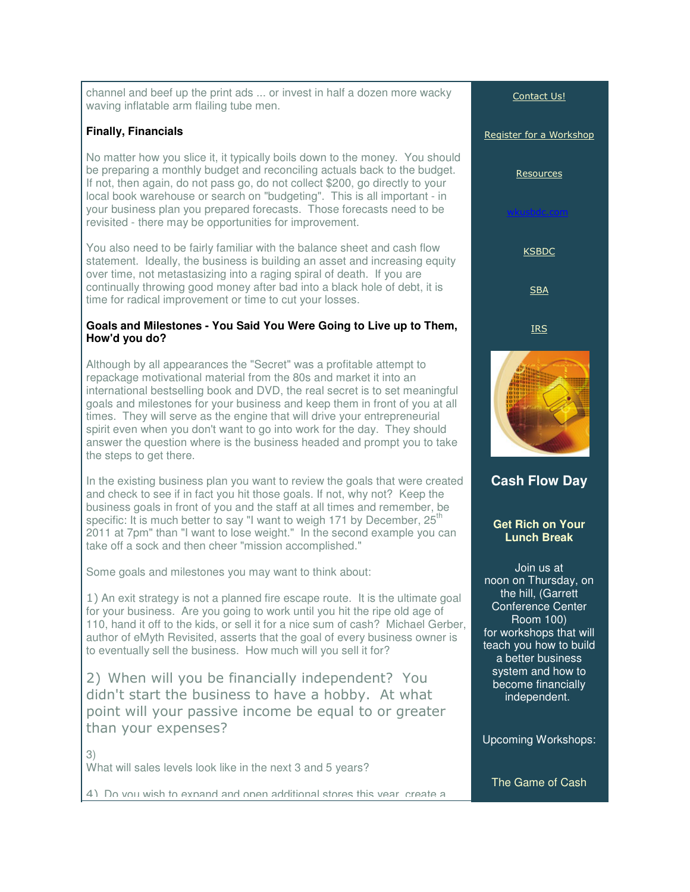channel and beef up the print ads ... or invest in half a dozen more wacky waving inflatable arm flailing tube men.

**Finally, Financials**

No matter how you slice it, it typically boils down to the money. You should be preparing a monthly budget and reconciling actuals back to the budget. If not, then again, do not pass go, do not collect $200, go directly to your local book warehouse or search on "budgeting". This is all important - in your business plan you prepared forecasts. Those forecasts need to be revisited - there may be opportunities for improvement.

You also need to be fairly familiar with the balance sheet and cash flow statement. Ideally, the business is building an asset and increasing equity over time, not metastasizing into a raging spiral of death. If you are continually throwing good money after bad into a black hole of debt, it is time for radical improvement or time to cut your losses.

**Goals and Milestones - You Said You Were Going to Live up to Them, How'd you do?**

Although by all appearances the "Secret" was a profitable attempt to repackage motivational material from the 80s and market it into an international bestselling book and DVD, the real secret is to set meaningful goals and milestones for your business and keep them in front of you at all times. They will serve as the engine that will drive your entrepreneurial spirit even when you don't want to go into work for the day. They should answer the question where is the business headed and prompt you to take the steps to get there.

In the existing business plan you want to review the goals that were created and check to see if in fact you hit those goals. If not, why not? Keep the business goals in front of you and the staff at all times and remember, be specific: It is much better to say "I want to weigh 171 by December, 25th 2011 at 7pm" than "I want to lose weight." In the second example you can take off a sock and then cheer "mission accomplished."

Some goals and milestones you may want to think about:

1) An exit strategy is not a planned fire escape route. It is the ultimate goal for your business. Are you going to work until you hit the ripe old age of 110, hand it off to the kids, or sell it for a nice sum of cash? Michael Gerber, author of eMyth Revisited, asserts that the goal of every business owner is to eventually sell the business. How much will you sell it for?

2) When will you be financially independent? You didn't start the business to have a hobby. At what point will your passive income be equal to or greater than your expenses?

3)
What will sales levels look like in the next 3 and 5 years?

4) Do you wish to expand and open additional stores this year, create a

---

Contact Us!

Register for a Workshop

Resources

wkusbdc.com

KSBDC

SBA

IRS

**Cash Flow Day**

**Get Rich on Your Lunch Break**

Join us at noon on Thursday, on the hill, (Garrett Conference Center Room 100) for workshops that will teach you how to build a better business system and how to become financially independent.

Upcoming Workshops:

The Game of Cash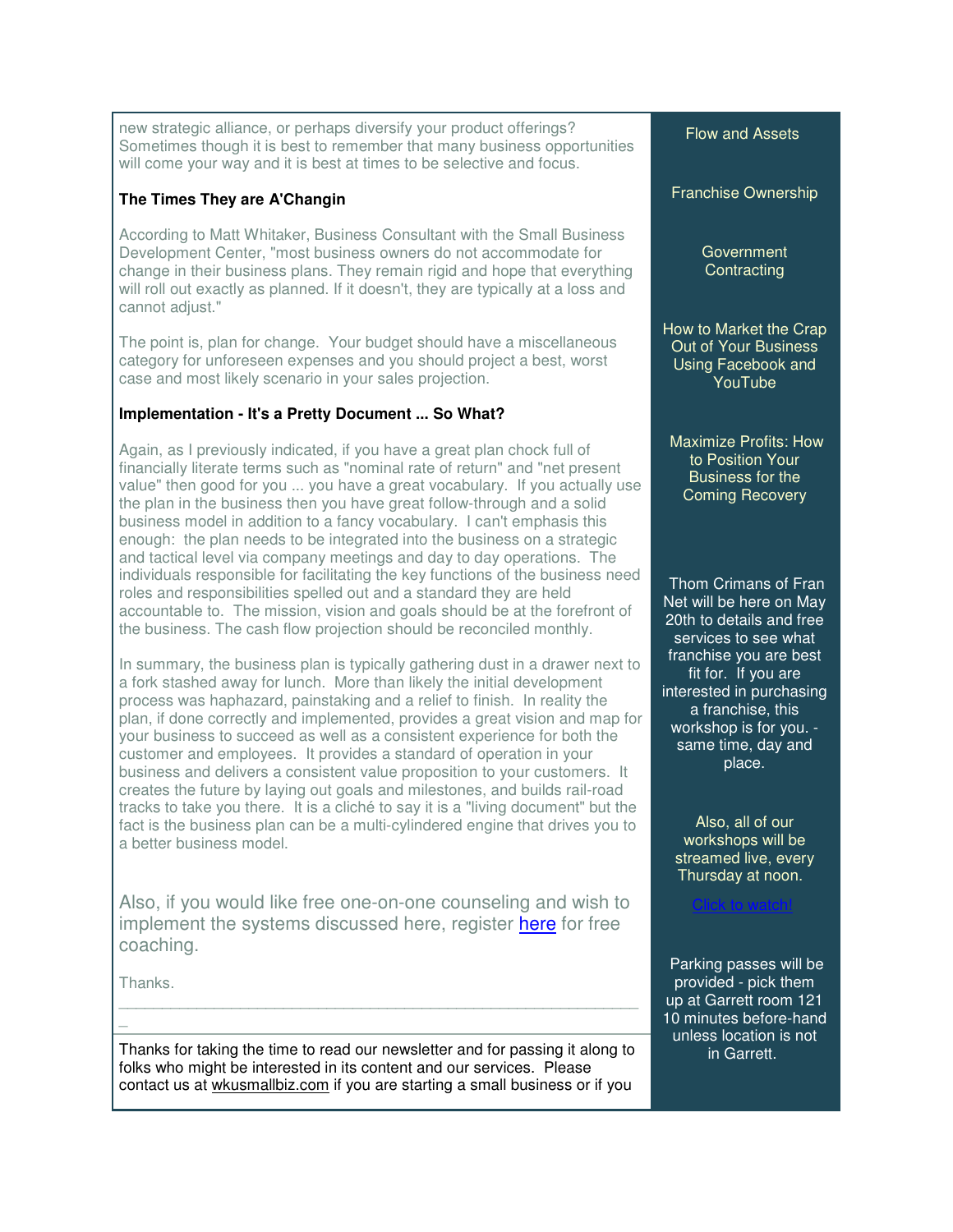new strategic alliance, or perhaps diversify your product offerings? Sometimes though it is best to remember that many business opportunities will come your way and it is best at times to be selective and focus.

**The Times They are A'Changin**

According to Matt Whitaker, Business Consultant with the Small Business Development Center, "most business owners do not accommodate for change in their business plans. They remain rigid and hope that everything will roll out exactly as planned. If it doesn't, they are typically at a loss and cannot adjust."

The point is, plan for change. Your budget should have a miscellaneous category for unforeseen expenses and you should project a best, worst case and most likely scenario in your sales projection.

**Implementation - It's a Pretty Document ... So What?**

Again, as I previously indicated, if you have a great plan chock full of financially literate terms such as "nominal rate of return" and "net present value" then good for you ... you have a great vocabulary. If you actually use the plan in the business then you have great follow-through and a solid business model in addition to a fancy vocabulary. I can't emphasis this enough: the plan needs to be integrated into the business on a strategic and tactical level via company meetings and day to day operations. The individuals responsible for facilitating the key functions of the business need roles and responsibilities spelled out and a standard they are held accountable to. The mission, vision and goals should be at the forefront of the business. The cash flow projection should be reconciled monthly.

In summary, the business plan is typically gathering dust in a drawer next to a fork stashed away for lunch. More than likely the initial development process was haphazard, painstaking and a relief to finish. In reality the plan, if done correctly and implemented, provides a great vision and map for your business to succeed as well as a consistent experience for both the customer and employees. It provides a standard of operation in your business and delivers a consistent value proposition to your customers. It creates the future by laying out goals and milestones, and builds rail-road tracks to take you there. It is a cliché to say it is a "living document" but the fact is the business plan can be a multi-cylindered engine that drives you to a better business model.

Also, if you would like free one-on-one counseling and wish to implement the systems discussed here, register here for free coaching.

Thanks.

---

Thanks for taking the time to read our newsletter and for passing it along to folks who might be interested in its content and our services. Please contact us at wkusmallbiz.com if you are starting a small business or if you

Flow and Assets

Franchise Ownership

Government Contracting

How to Market the Crap Out of Your Business Using Facebook and YouTube

Maximize Profits: How to Position Your Business for the Coming Recovery

Thom Crimans of Fran Net will be here on May 20th to details and free services to see what franchise you are best fit for. If you are interested in purchasing a franchise, this workshop is for you. - same time, day and place.

Also, all of our workshops will be streamed live, every Thursday at noon.

Click to watch!

Parking passes will be provided - pick them up at Garrett room 121 10 minutes before-hand unless location is not in Garrett.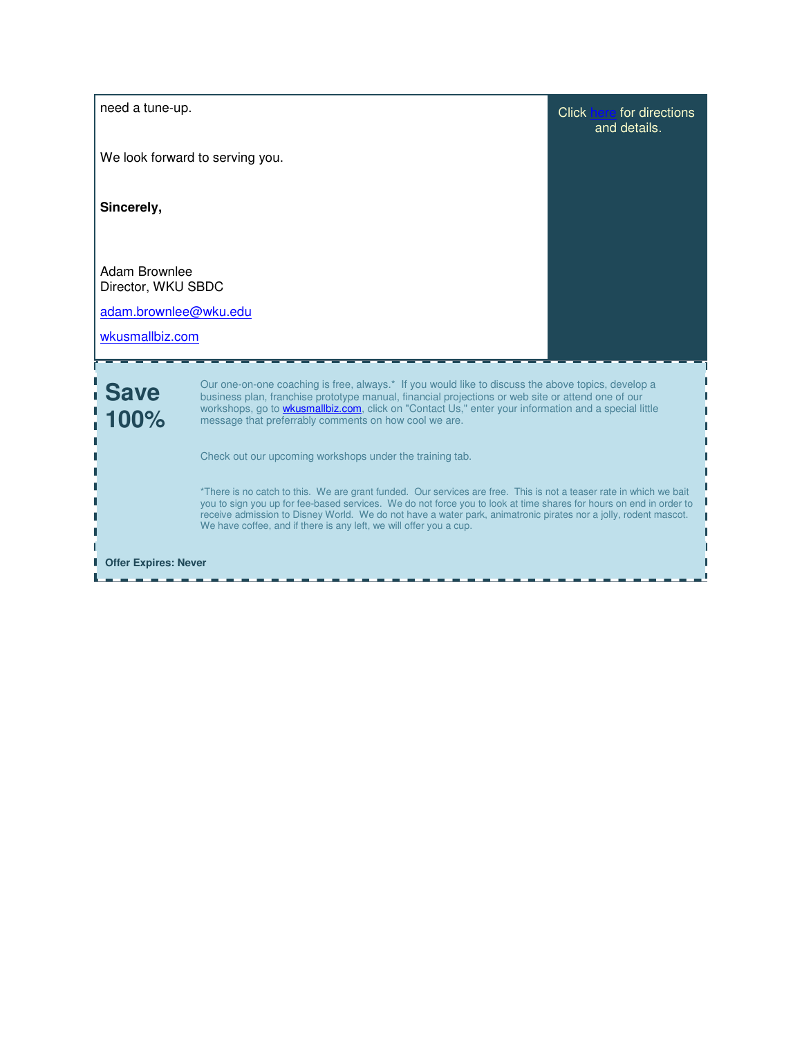need a tune-up.

We look forward to serving you.

**Sincerely,**

Adam Brownlee
Director, WKU SBDC

adam.brownlee@wku.edu

wkusmallbiz.com

Click here for directions and details.

## Save 100%

Our one-on-one coaching is free, always.* If you would like to discuss the above topics, develop a business plan, franchise prototype manual, financial projections or web site or attend one of our workshops, go to wkusmallbiz.com, click on "Contact Us," enter your information and a special little message that preferrably comments on how cool we are.

Check out our upcoming workshops under the training tab.

*There is no catch to this. We are grant funded. Our services are free. This is not a teaser rate in which we bait you to sign you up for fee-based services. We do not force you to look at time shares for hours on end in order to receive admission to Disney World. We do not have a water park, animatronic pirates nor a jolly, rodent mascot. We have coffee, and if there is any left, we will offer you a cup.

**Offer Expires: Never**